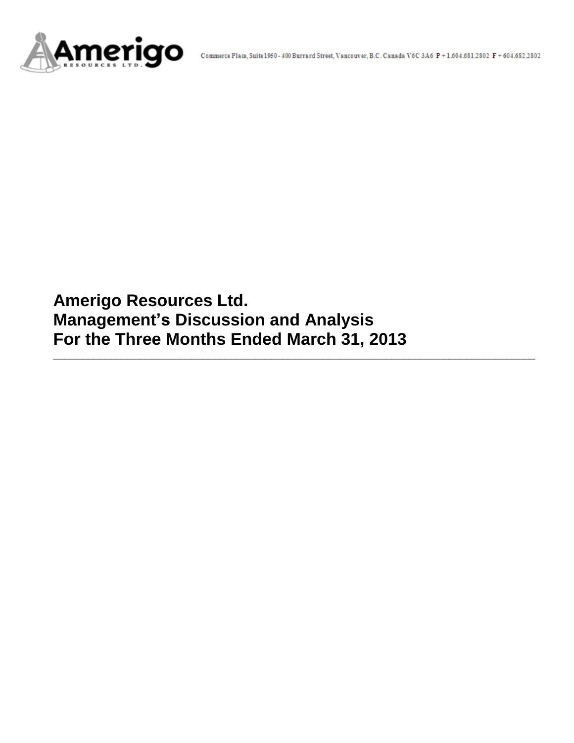Commerce Place, Suite 1950 - 400 Burrard Street, Vancouver, B.C. Canada V6C 3A6 P + 1.604.681.2802 F + 604.682.2802

# Amerigo Resources Ltd.
# Management's Discussion and Analysis
# For the Three Months Ended March 31, 2013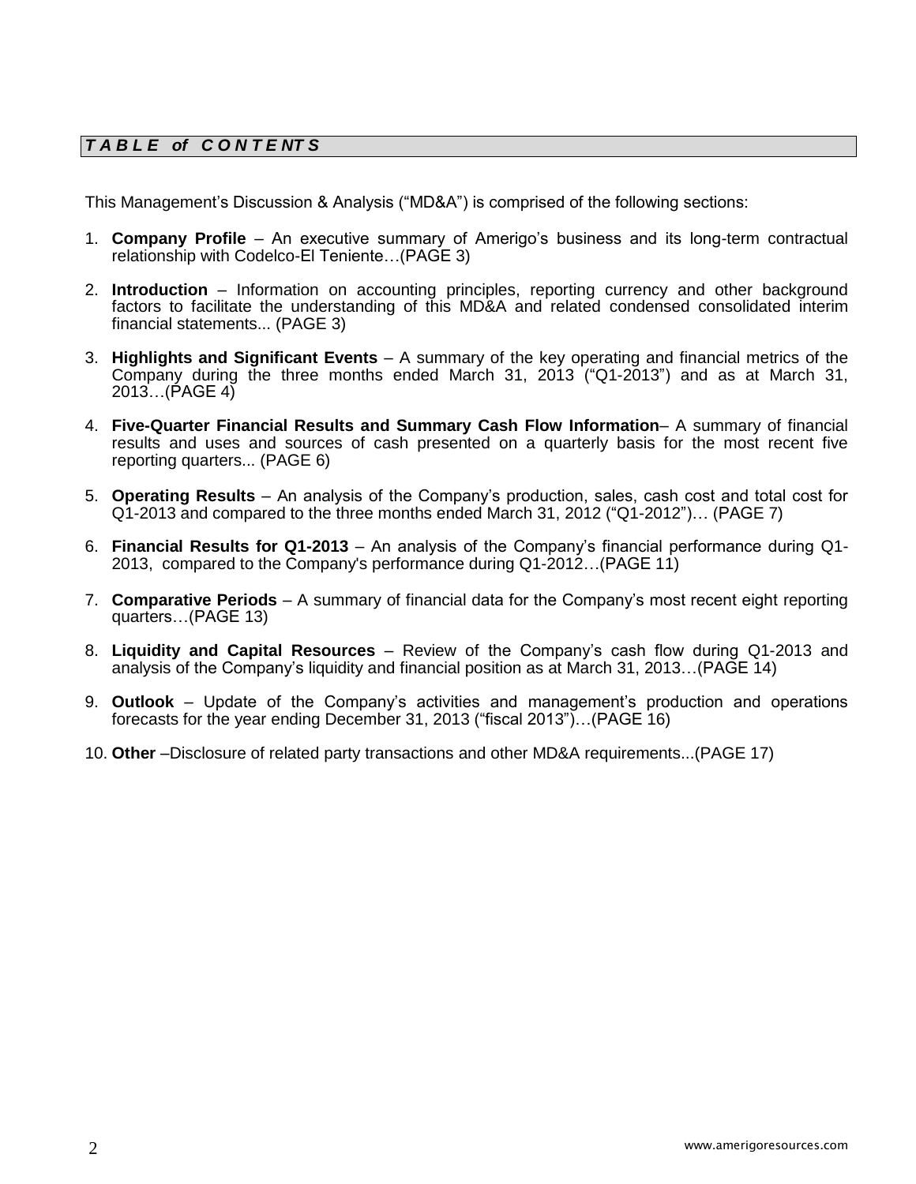## *TABLE of CONTENTS*

This Management's Discussion & Analysis ("MD&A") is comprised of the following sections:

1. **Company Profile** – An executive summary of Amerigo's business and its long-term contractual relationship with Codelco-El Teniente…(PAGE 3)

2. **Introduction** – Information on accounting principles, reporting currency and other background factors to facilitate the understanding of this MD&A and related condensed consolidated interim financial statements... (PAGE 3)

3. **Highlights and Significant Events** – A summary of the key operating and financial metrics of the Company during the three months ended March 31, 2013 ("Q1-2013") and as at March 31, 2013…(PAGE 4)

4. **Five-Quarter Financial Results and Summary Cash Flow Information**– A summary of financial results and uses and sources of cash presented on a quarterly basis for the most recent five reporting quarters... (PAGE 6)

5. **Operating Results** – An analysis of the Company's production, sales, cash cost and total cost for Q1-2013 and compared to the three months ended March 31, 2012 ("Q1-2012")… (PAGE 7)

6. **Financial Results for Q1-2013** – An analysis of the Company's financial performance during Q1-2013, compared to the Company's performance during Q1-2012…(PAGE 11)

7. **Comparative Periods** – A summary of financial data for the Company's most recent eight reporting quarters…(PAGE 13)

8. **Liquidity and Capital Resources** – Review of the Company's cash flow during Q1-2013 and analysis of the Company's liquidity and financial position as at March 31, 2013…(PAGE 14)

9. **Outlook** – Update of the Company's activities and management's production and operations forecasts for the year ending December 31, 2013 ("fiscal 2013")…(PAGE 16)

10. **Other** –Disclosure of related party transactions and other MD&A requirements...(PAGE 17)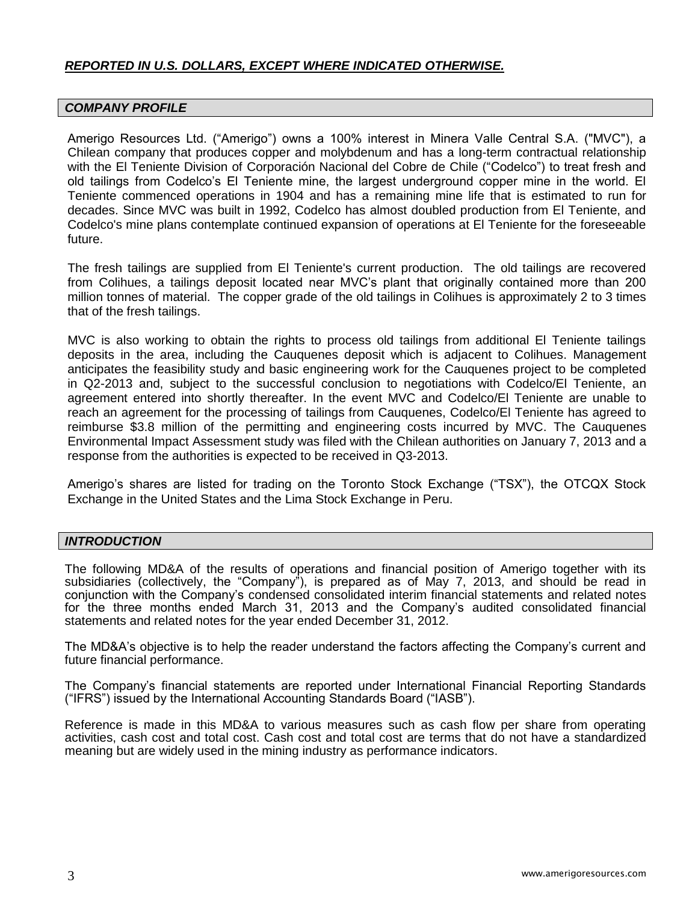***REPORTED IN U.S. DOLLARS, EXCEPT WHERE INDICATED OTHERWISE.***

## *COMPANY PROFILE*

Amerigo Resources Ltd. ("Amerigo") owns a 100% interest in Minera Valle Central S.A. ("MVC"), a Chilean company that produces copper and molybdenum and has a long-term contractual relationship with the El Teniente Division of Corporación Nacional del Cobre de Chile ("Codelco") to treat fresh and old tailings from Codelco's El Teniente mine, the largest underground copper mine in the world. El Teniente commenced operations in 1904 and has a remaining mine life that is estimated to run for decades. Since MVC was built in 1992, Codelco has almost doubled production from El Teniente, and Codelco's mine plans contemplate continued expansion of operations at El Teniente for the foreseeable future.

The fresh tailings are supplied from El Teniente's current production. The old tailings are recovered from Colihues, a tailings deposit located near MVC's plant that originally contained more than 200 million tonnes of material. The copper grade of the old tailings in Colihues is approximately 2 to 3 times that of the fresh tailings.

MVC is also working to obtain the rights to process old tailings from additional El Teniente tailings deposits in the area, including the Cauquenes deposit which is adjacent to Colihues. Management anticipates the feasibility study and basic engineering work for the Cauquenes project to be completed in Q2-2013 and, subject to the successful conclusion to negotiations with Codelco/El Teniente, an agreement entered into shortly thereafter. In the event MVC and Codelco/El Teniente are unable to reach an agreement for the processing of tailings from Cauquenes, Codelco/El Teniente has agreed to reimburse $3.8 million of the permitting and engineering costs incurred by MVC. The Cauquenes Environmental Impact Assessment study was filed with the Chilean authorities on January 7, 2013 and a response from the authorities is expected to be received in Q3-2013.

Amerigo's shares are listed for trading on the Toronto Stock Exchange ("TSX"), the OTCQX Stock Exchange in the United States and the Lima Stock Exchange in Peru.

## *INTRODUCTION*

The following MD&A of the results of operations and financial position of Amerigo together with its subsidiaries (collectively, the "Company"), is prepared as of May 7, 2013, and should be read in conjunction with the Company's condensed consolidated interim financial statements and related notes for the three months ended March 31, 2013 and the Company's audited consolidated financial statements and related notes for the year ended December 31, 2012.

The MD&A's objective is to help the reader understand the factors affecting the Company's current and future financial performance.

The Company's financial statements are reported under International Financial Reporting Standards ("IFRS") issued by the International Accounting Standards Board ("IASB").

Reference is made in this MD&A to various measures such as cash flow per share from operating activities, cash cost and total cost. Cash cost and total cost are terms that do not have a standardized meaning but are widely used in the mining industry as performance indicators.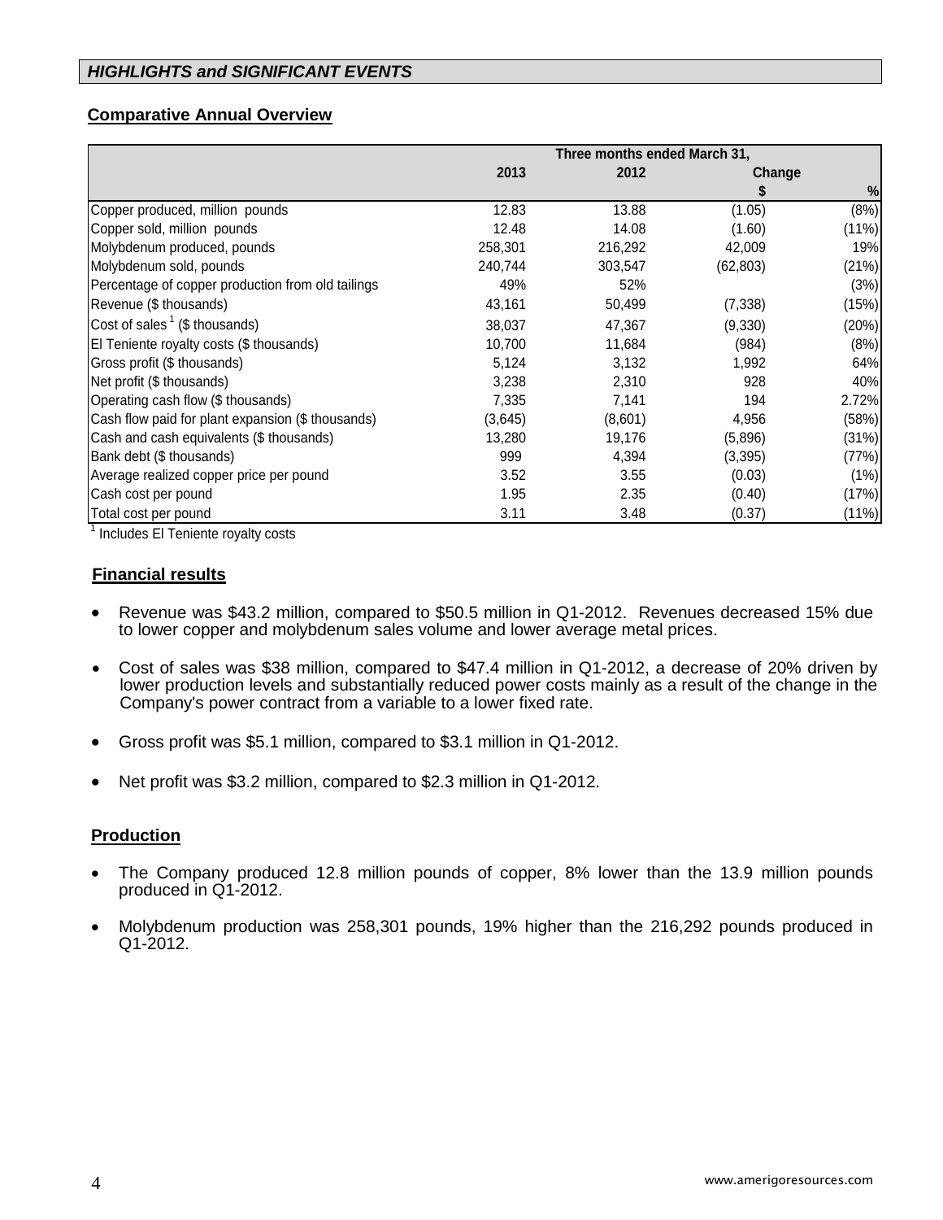## *HIGHLIGHTS and SIGNIFICANT EVENTS*

### Comparative Annual Overview

| | Three months ended March 31, | | | |
|---|---|---|---|---|
| | 2013 | 2012 | Change | |
| | | | $ | % |
| Copper produced, million pounds | 12.83 | 13.88 | (1.05) | (8%) |
| Copper sold, million pounds | 12.48 | 14.08 | (1.60) | (11%) |
| Molybdenum produced, pounds | 258,301 | 216,292 | 42,009 | 19% |
| Molybdenum sold, pounds | 240,744 | 303,547 | (62,803) | (21%) |
| Percentage of copper production from old tailings | 49% | 52% | | (3%) |
| Revenue ($ thousands) | 43,161 | 50,499 | (7,338) | (15%) |
| Cost of sales [1] ($ thousands) | 38,037 | 47,367 | (9,330) | (20%) |
| El Teniente royalty costs ($ thousands) | 10,700 | 11,684 | (984) | (8%) |
| Gross profit ($ thousands) | 5,124 | 3,132 | 1,992 | 64% |
| Net profit ($ thousands) | 3,238 | 2,310 | 928 | 40% |
| Operating cash flow ($ thousands) | 7,335 | 7,141 | 194 | 2.72% |
| Cash flow paid for plant expansion ($ thousands) | (3,645) | (8,601) | 4,956 | (58%) |
| Cash and cash equivalents ($ thousands) | 13,280 | 19,176 | (5,896) | (31%) |
| Bank debt ($ thousands) | 999 | 4,394 | (3,395) | (77%) |
| Average realized copper price per pound | 3.52 | 3.55 | (0.03) | (1%) |
| Cash cost per pound | 1.95 | 2.35 | (0.40) | (17%) |
| Total cost per pound | 3.11 | 3.48 | (0.37) | (11%) |

[1] Includes El Teniente royalty costs

### Financial results

- Revenue was $43.2 million, compared to $50.5 million in Q1-2012. Revenues decreased 15% due to lower copper and molybdenum sales volume and lower average metal prices.
- Cost of sales was $38 million, compared to $47.4 million in Q1-2012, a decrease of 20% driven by lower production levels and substantially reduced power costs mainly as a result of the change in the Company's power contract from a variable to a lower fixed rate.
- Gross profit was $5.1 million, compared to $3.1 million in Q1-2012.
- Net profit was $3.2 million, compared to $2.3 million in Q1-2012.

### Production

- The Company produced 12.8 million pounds of copper, 8% lower than the 13.9 million pounds produced in Q1-2012.
- Molybdenum production was 258,301 pounds, 19% higher than the 216,292 pounds produced in Q1-2012.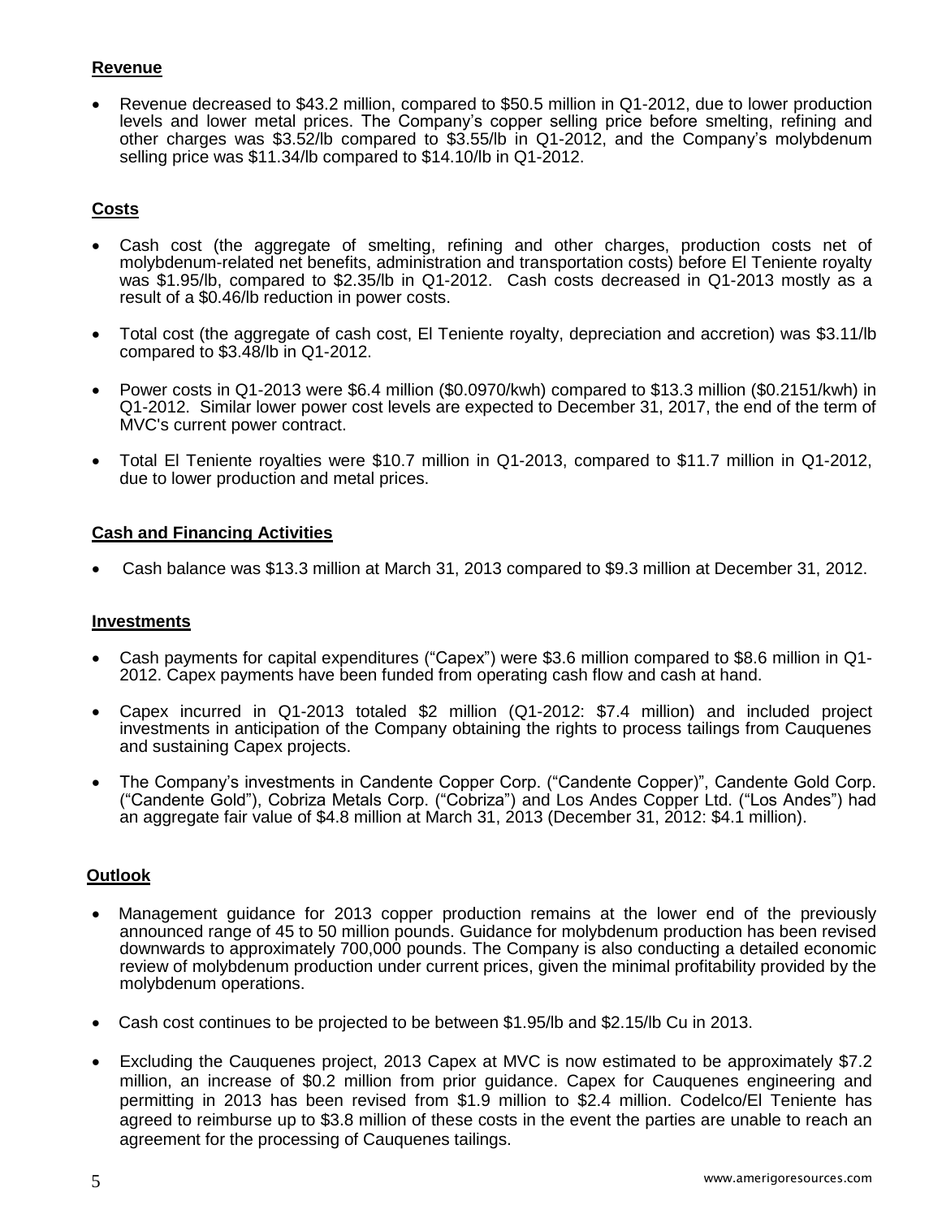## Revenue

- Revenue decreased to $43.2 million, compared to $50.5 million in Q1-2012, due to lower production levels and lower metal prices. The Company's copper selling price before smelting, refining and other charges was $3.52/lb compared to $3.55/lb in Q1-2012, and the Company's molybdenum selling price was $11.34/lb compared to $14.10/lb in Q1-2012.

## Costs

- Cash cost (the aggregate of smelting, refining and other charges, production costs net of molybdenum-related net benefits, administration and transportation costs) before El Teniente royalty was $1.95/lb, compared to $2.35/lb in Q1-2012. Cash costs decreased in Q1-2013 mostly as a result of a $0.46/lb reduction in power costs.

- Total cost (the aggregate of cash cost, El Teniente royalty, depreciation and accretion) was $3.11/lb compared to $3.48/lb in Q1-2012.

- Power costs in Q1-2013 were $6.4 million ($0.0970/kwh) compared to $13.3 million ($0.2151/kwh) in Q1-2012. Similar lower power cost levels are expected to December 31, 2017, the end of the term of MVC's current power contract.

- Total El Teniente royalties were $10.7 million in Q1-2013, compared to $11.7 million in Q1-2012, due to lower production and metal prices.

## Cash and Financing Activities

- Cash balance was $13.3 million at March 31, 2013 compared to $9.3 million at December 31, 2012.

## Investments

- Cash payments for capital expenditures ("Capex") were $3.6 million compared to $8.6 million in Q1-2012. Capex payments have been funded from operating cash flow and cash at hand.

- Capex incurred in Q1-2013 totaled $2 million (Q1-2012: $7.4 million) and included project investments in anticipation of the Company obtaining the rights to process tailings from Cauquenes and sustaining Capex projects.

- The Company's investments in Candente Copper Corp. ("Candente Copper)", Candente Gold Corp. ("Candente Gold"), Cobriza Metals Corp. ("Cobriza") and Los Andes Copper Ltd. ("Los Andes") had an aggregate fair value of $4.8 million at March 31, 2013 (December 31, 2012: $4.1 million).

## Outlook

- Management guidance for 2013 copper production remains at the lower end of the previously announced range of 45 to 50 million pounds. Guidance for molybdenum production has been revised downwards to approximately 700,000 pounds. The Company is also conducting a detailed economic review of molybdenum production under current prices, given the minimal profitability provided by the molybdenum operations.

- Cash cost continues to be projected to be between $1.95/lb and $2.15/lb Cu in 2013.

- Excluding the Cauquenes project, 2013 Capex at MVC is now estimated to be approximately $7.2 million, an increase of $0.2 million from prior guidance. Capex for Cauquenes engineering and permitting in 2013 has been revised from $1.9 million to $2.4 million. Codelco/El Teniente has agreed to reimburse up to $3.8 million of these costs in the event the parties are unable to reach an agreement for the processing of Cauquenes tailings.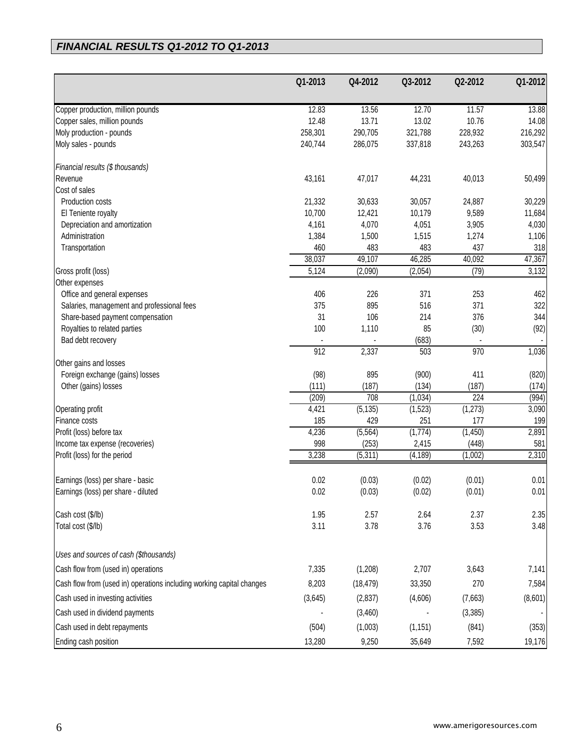## *FINANCIAL RESULTS Q1-2012 TO Q1-2013*

| | Q1-2013 | Q4-2012 | Q3-2012 | Q2-2012 | Q1-2012 |
|---|---|---|---|---|---|
| Copper production, million pounds | 12.83 | 13.56 | 12.70 | 11.57 | 13.88 |
| Copper sales, million pounds | 12.48 | 13.71 | 13.02 | 10.76 | 14.08 |
| Moly production - pounds | 258,301 | 290,705 | 321,788 | 228,932 | 216,292 |
| Moly sales - pounds | 240,744 | 286,075 | 337,818 | 243,263 | 303,547 |
| *Financial results ($ thousands)* | | | | | |
| Revenue | 43,161 | 47,017 | 44,231 | 40,013 | 50,499 |
| Cost of sales | | | | | |
| Production costs | 21,332 | 30,633 | 30,057 | 24,887 | 30,229 |
| El Teniente royalty | 10,700 | 12,421 | 10,179 | 9,589 | 11,684 |
| Depreciation and amortization | 4,161 | 4,070 | 4,051 | 3,905 | 4,030 |
| Administration | 1,384 | 1,500 | 1,515 | 1,274 | 1,106 |
| Transportation | 460 | 483 | 483 | 437 | 318 |
| | 38,037 | 49,107 | 46,285 | 40,092 | 47,367 |
| Gross profit (loss) | 5,124 | (2,090) | (2,054) | (79) | 3,132 |
| Other expenses | | | | | |
| Office and general expenses | 406 | 226 | 371 | 253 | 462 |
| Salaries, management and professional fees | 375 | 895 | 516 | 371 | 322 |
| Share-based payment compensation | 31 | 106 | 214 | 376 | 344 |
| Royalties to related parties | 100 | 1,110 | 85 | (30) | (92) |
| Bad debt recovery | - | - | (683) | - | - |
| | 912 | 2,337 | 503 | 970 | 1,036 |
| Other gains and losses | | | | | |
| Foreign exchange (gains) losses | (98) | 895 | (900) | 411 | (820) |
| Other (gains) losses | (111) | (187) | (134) | (187) | (174) |
| | (209) | 708 | (1,034) | 224 | (994) |
| Operating profit | 4,421 | (5,135) | (1,523) | (1,273) | 3,090 |
| Finance costs | 185 | 429 | 251 | 177 | 199 |
| Profit (loss) before tax | 4,236 | (5,564) | (1,774) | (1,450) | 2,891 |
| Income tax expense (recoveries) | 998 | (253) | 2,415 | (448) | 581 |
| Profit (loss) for the period | 3,238 | (5,311) | (4,189) | (1,002) | 2,310 |
| Earnings (loss) per share - basic | 0.02 | (0.03) | (0.02) | (0.01) | 0.01 |
| Earnings (loss) per share - diluted | 0.02 | (0.03) | (0.02) | (0.01) | 0.01 |
| Cash cost ($/lb) | 1.95 | 2.57 | 2.64 | 2.37 | 2.35 |
| Total cost ($/lb) | 3.11 | 3.78 | 3.76 | 3.53 | 3.48 |
| *Uses and sources of cash ($thousands)* | | | | | |
| Cash flow from (used in) operations | 7,335 | (1,208) | 2,707 | 3,643 | 7,141 |
| Cash flow from (used in) operations including working capital changes | 8,203 | (18,479) | 33,350 | 270 | 7,584 |
| Cash used in investing activities | (3,645) | (2,837) | (4,606) | (7,663) | (8,601) |
| Cash used in dividend payments | - | (3,460) | - | (3,385) | - |
| Cash used in debt repayments | (504) | (1,003) | (1,151) | (841) | (353) |
| Ending cash position | 13,280 | 9,250 | 35,649 | 7,592 | 19,176 |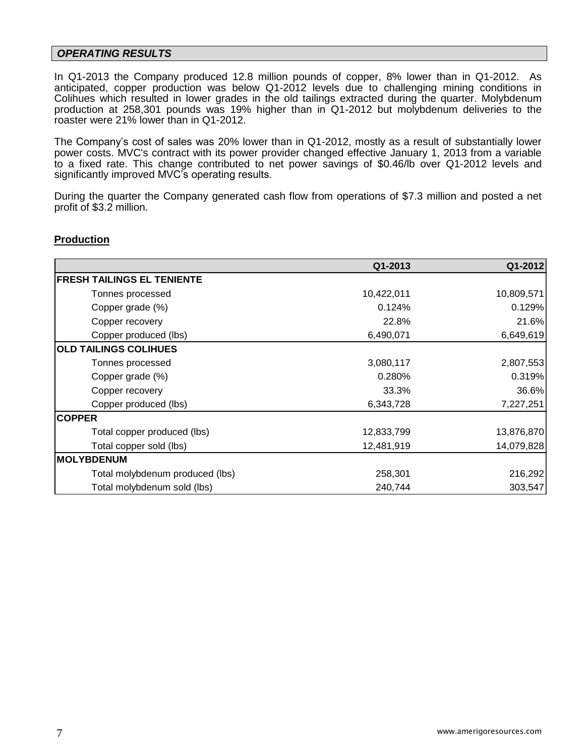## *OPERATING RESULTS*

In Q1-2013 the Company produced 12.8 million pounds of copper, 8% lower than in Q1-2012. As anticipated, copper production was below Q1-2012 levels due to challenging mining conditions in Colihues which resulted in lower grades in the old tailings extracted during the quarter. Molybdenum production at 258,301 pounds was 19% higher than in Q1-2012 but molybdenum deliveries to the roaster were 21% lower than in Q1-2012.

The Company's cost of sales was 20% lower than in Q1-2012, mostly as a result of substantially lower power costs. MVC's contract with its power provider changed effective January 1, 2013 from a variable to a fixed rate. This change contributed to net power savings of $0.46/lb over Q1-2012 levels and significantly improved MVC's operating results.

During the quarter the Company generated cash flow from operations of $7.3 million and posted a net profit of $3.2 million.

### Production

| | Q1-2013 | Q1-2012 |
|---|---|---|
| **FRESH TAILINGS EL TENIENTE** | | |
| Tonnes processed | 10,422,011 | 10,809,571 |
| Copper grade (%) | 0.124% | 0.129% |
| Copper recovery | 22.8% | 21.6% |
| Copper produced (lbs) | 6,490,071 | 6,649,619 |
| **OLD TAILINGS COLIHUES** | | |
| Tonnes processed | 3,080,117 | 2,807,553 |
| Copper grade (%) | 0.280% | 0.319% |
| Copper recovery | 33.3% | 36.6% |
| Copper produced (lbs) | 6,343,728 | 7,227,251 |
| **COPPER** | | |
| Total copper produced (lbs) | 12,833,799 | 13,876,870 |
| Total copper sold (lbs) | 12,481,919 | 14,079,828 |
| **MOLYBDENUM** | | |
| Total molybdenum produced (lbs) | 258,301 | 216,292 |
| Total molybdenum sold (lbs) | 240,744 | 303,547 |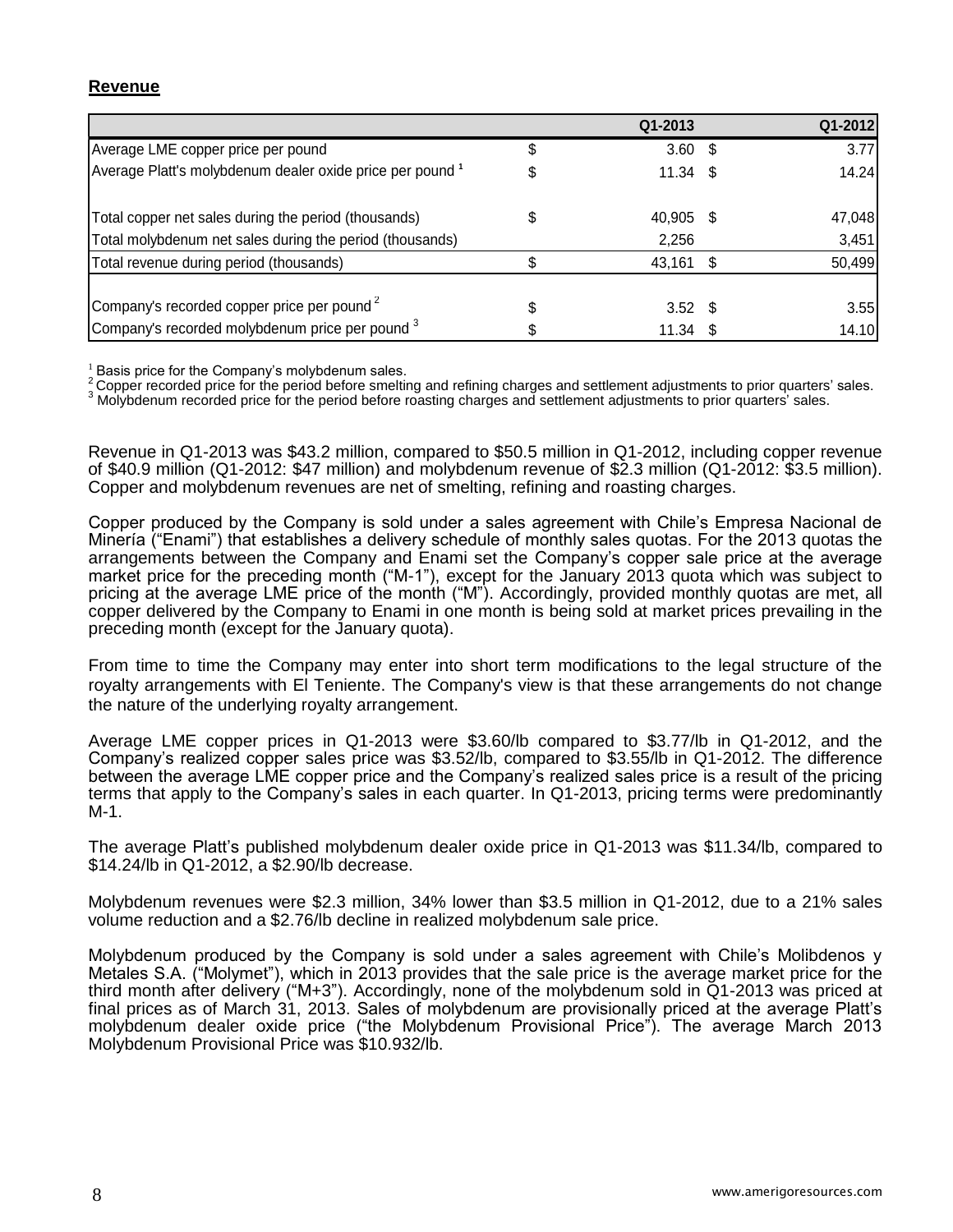## Revenue

| | Q1-2013 | Q1-2012 |
|---|---|---|
| Average LME copper price per pound | $ 3.60 | $ 3.77 |
| Average Platt's molybdenum dealer oxide price per pound [1] | $ 11.34 | $ 14.24 |
| | | |
| Total copper net sales during the period (thousands) | $ 40,905 | $ 47,048 |
| Total molybdenum net sales during the period (thousands) | 2,256 | 3,451 |
| Total revenue during period (thousands) | $ 43,161 | $ 50,499 |
| | | |
| Company's recorded copper price per pound [2] | $ 3.52 | $ 3.55 |
| Company's recorded molybdenum price per pound [3] | $ 11.34 | $ 14.10 |

[1] Basis price for the Company's molybdenum sales.
[2] Copper recorded price for the period before smelting and refining charges and settlement adjustments to prior quarters' sales.
[3] Molybdenum recorded price for the period before roasting charges and settlement adjustments to prior quarters' sales.

Revenue in Q1-2013 was $43.2 million, compared to $50.5 million in Q1-2012, including copper revenue of $40.9 million (Q1-2012: $47 million) and molybdenum revenue of $2.3 million (Q1-2012: $3.5 million). Copper and molybdenum revenues are net of smelting, refining and roasting charges.

Copper produced by the Company is sold under a sales agreement with Chile's Empresa Nacional de Minería ("Enami") that establishes a delivery schedule of monthly sales quotas. For the 2013 quotas the arrangements between the Company and Enami set the Company's copper sale price at the average market price for the preceding month ("M-1"), except for the January 2013 quota which was subject to pricing at the average LME price of the month ("M"). Accordingly, provided monthly quotas are met, all copper delivered by the Company to Enami in one month is being sold at market prices prevailing in the preceding month (except for the January quota).

From time to time the Company may enter into short term modifications to the legal structure of the royalty arrangements with El Teniente. The Company's view is that these arrangements do not change the nature of the underlying royalty arrangement.

Average LME copper prices in Q1-2013 were $3.60/lb compared to $3.77/lb in Q1-2012, and the Company's realized copper sales price was $3.52/lb, compared to $3.55/lb in Q1-2012. The difference between the average LME copper price and the Company's realized sales price is a result of the pricing terms that apply to the Company's sales in each quarter. In Q1-2013, pricing terms were predominantly M-1.

The average Platt's published molybdenum dealer oxide price in Q1-2013 was $11.34/lb, compared to $14.24/lb in Q1-2012, a $2.90/lb decrease.

Molybdenum revenues were $2.3 million, 34% lower than $3.5 million in Q1-2012, due to a 21% sales volume reduction and a $2.76/lb decline in realized molybdenum sale price.

Molybdenum produced by the Company is sold under a sales agreement with Chile's Molibdenos y Metales S.A. ("Molymet"), which in 2013 provides that the sale price is the average market price for the third month after delivery ("M+3"). Accordingly, none of the molybdenum sold in Q1-2013 was priced at final prices as of March 31, 2013. Sales of molybdenum are provisionally priced at the average Platt's molybdenum dealer oxide price ("the Molybdenum Provisional Price"). The average March 2013 Molybdenum Provisional Price was $10.932/lb.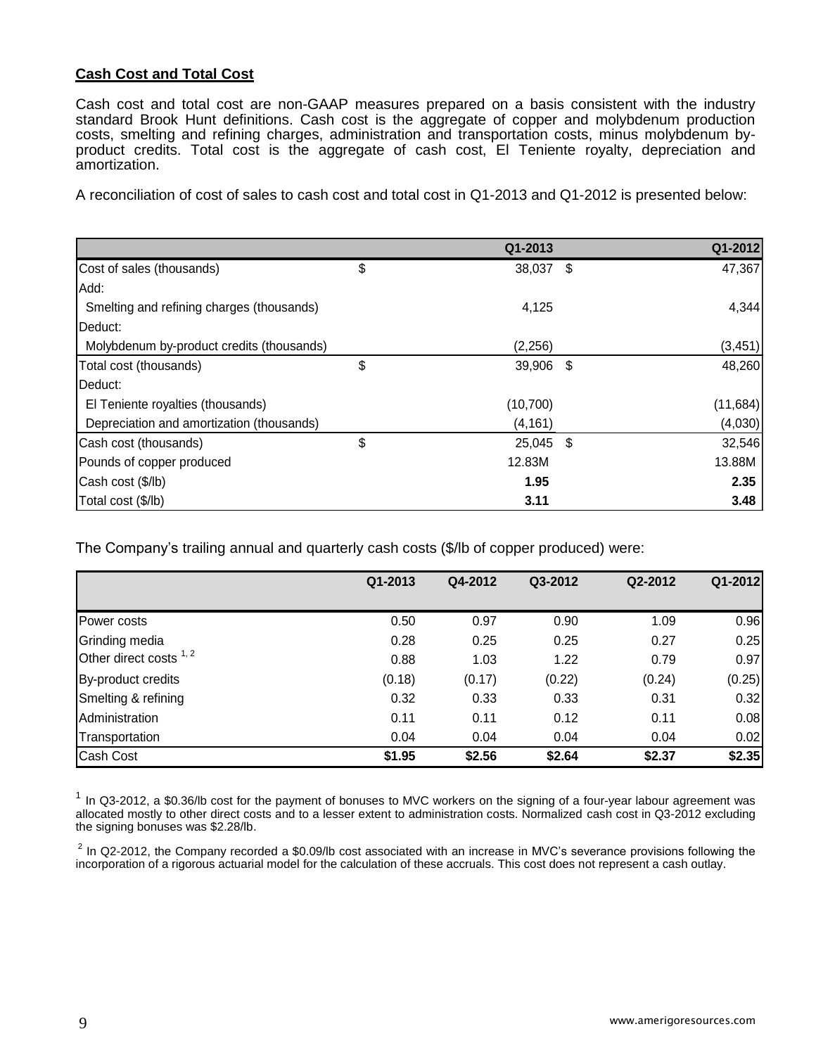**Cash Cost and Total Cost**

Cash cost and total cost are non-GAAP measures prepared on a basis consistent with the industry standard Brook Hunt definitions. Cash cost is the aggregate of copper and molybdenum production costs, smelting and refining charges, administration and transportation costs, minus molybdenum by-product credits. Total cost is the aggregate of cash cost, El Teniente royalty, depreciation and amortization.

A reconciliation of cost of sales to cash cost and total cost in Q1-2013 and Q1-2012 is presented below:

| | Q1-2013 | Q1-2012 |
|---|---|---|
| Cost of sales (thousands) | $ 38,037 | $ 47,367 |
| Add: | | |
| Smelting and refining charges (thousands) | 4,125 | 4,344 |
| Deduct: | | |
| Molybdenum by-product credits (thousands) | (2,256) | (3,451) |
| Total cost (thousands) | $ 39,906 | $ 48,260 |
| Deduct: | | |
| El Teniente royalties (thousands) | (10,700) | (11,684) |
| Depreciation and amortization (thousands) | (4,161) | (4,030) |
| Cash cost (thousands) | $ 25,045 | $ 32,546 |
| Pounds of copper produced | 12.83M | 13.88M |
| Cash cost ($/lb) | **1.95** | **2.35** |
| Total cost ($/lb) | **3.11** | **3.48** |

The Company's trailing annual and quarterly cash costs ($/lb of copper produced) were:

| | Q1-2013 | Q4-2012 | Q3-2012 | Q2-2012 | Q1-2012 |
|---|---|---|---|---|---|
| Power costs | 0.50 | 0.97 | 0.90 | 1.09 | 0.96 |
| Grinding media | 0.28 | 0.25 | 0.25 | 0.27 | 0.25 |
| Other direct costs [1, 2] | 0.88 | 1.03 | 1.22 | 0.79 | 0.97 |
| By-product credits | (0.18) | (0.17) | (0.22) | (0.24) | (0.25) |
| Smelting & refining | 0.32 | 0.33 | 0.33 | 0.31 | 0.32 |
| Administration | 0.11 | 0.11 | 0.12 | 0.11 | 0.08 |
| Transportation | 0.04 | 0.04 | 0.04 | 0.04 | 0.02 |
| Cash Cost | **$1.95** | **$2.56** | **$2.64** | **$2.37** | **$2.35** |

[1] In Q3-2012, a $0.36/lb cost for the payment of bonuses to MVC workers on the signing of a four-year labour agreement was allocated mostly to other direct costs and to a lesser extent to administration costs. Normalized cash cost in Q3-2012 excluding the signing bonuses was $2.28/lb.

[2] In Q2-2012, the Company recorded a $0.09/lb cost associated with an increase in MVC's severance provisions following the incorporation of a rigorous actuarial model for the calculation of these accruals. This cost does not represent a cash outlay.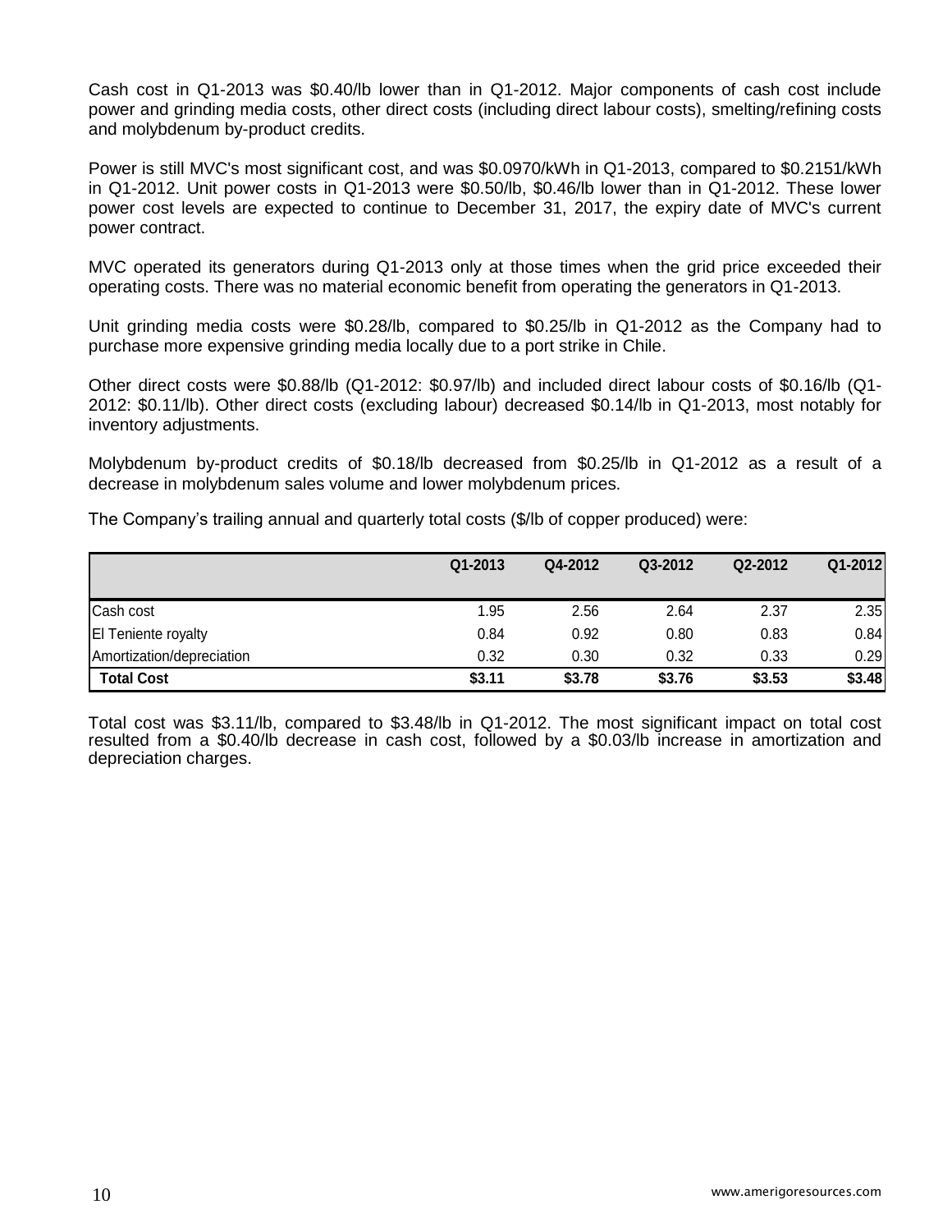Cash cost in Q1-2013 was $0.40/lb lower than in Q1-2012. Major components of cash cost include power and grinding media costs, other direct costs (including direct labour costs), smelting/refining costs and molybdenum by-product credits.

Power is still MVC's most significant cost, and was $0.0970/kWh in Q1-2013, compared to $0.2151/kWh in Q1-2012. Unit power costs in Q1-2013 were $0.50/lb, $0.46/lb lower than in Q1-2012. These lower power cost levels are expected to continue to December 31, 2017, the expiry date of MVC's current power contract.

MVC operated its generators during Q1-2013 only at those times when the grid price exceeded their operating costs. There was no material economic benefit from operating the generators in Q1-2013.

Unit grinding media costs were $0.28/lb, compared to $0.25/lb in Q1-2012 as the Company had to purchase more expensive grinding media locally due to a port strike in Chile.

Other direct costs were $0.88/lb (Q1-2012: $0.97/lb) and included direct labour costs of $0.16/lb (Q1-2012: $0.11/lb). Other direct costs (excluding labour) decreased $0.14/lb in Q1-2013, most notably for inventory adjustments.

Molybdenum by-product credits of $0.18/lb decreased from $0.25/lb in Q1-2012 as a result of a decrease in molybdenum sales volume and lower molybdenum prices.

The Company's trailing annual and quarterly total costs ($/lb of copper produced) were:

| | Q1-2013 | Q4-2012 | Q3-2012 | Q2-2012 | Q1-2012 |
|---|---|---|---|---|---|
| Cash cost | 1.95 | 2.56 | 2.64 | 2.37 | 2.35 |
| El Teniente royalty | 0.84 | 0.92 | 0.80 | 0.83 | 0.84 |
| Amortization/depreciation | 0.32 | 0.30 | 0.32 | 0.33 | 0.29 |
| **Total Cost** | **$3.11** | **$3.78** | **$3.76** | **$3.53** | **$3.48** |

Total cost was $3.11/lb, compared to $3.48/lb in Q1-2012. The most significant impact on total cost resulted from a $0.40/lb decrease in cash cost, followed by a $0.03/lb increase in amortization and depreciation charges.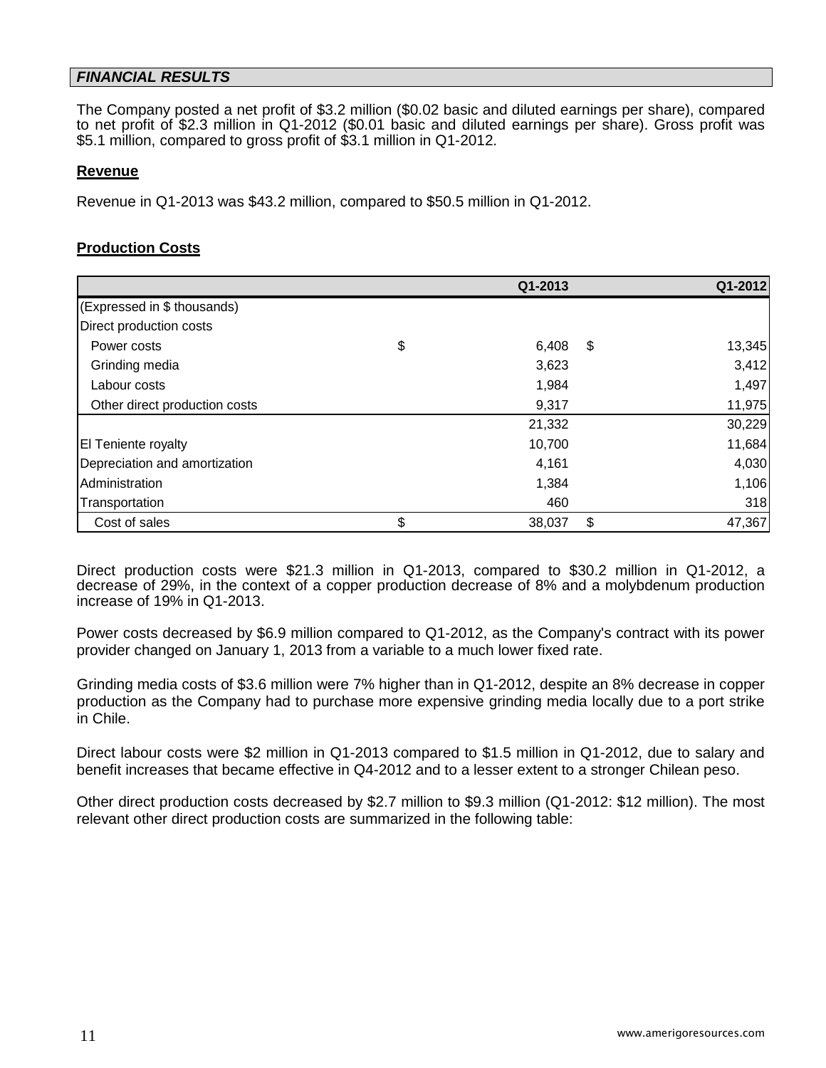## *FINANCIAL RESULTS*

The Company posted a net profit of $3.2 million ($0.02 basic and diluted earnings per share), compared to net profit of $2.3 million in Q1-2012 ($0.01 basic and diluted earnings per share). Gross profit was $5.1 million, compared to gross profit of $3.1 million in Q1-2012.

### Revenue

Revenue in Q1-2013 was $43.2 million, compared to $50.5 million in Q1-2012.

### Production Costs

| | Q1-2013 | Q1-2012 |
|---|---|---|
| (Expressed in $ thousands) | | |
| Direct production costs | | |
| Power costs | $ 6,408 | $ 13,345 |
| Grinding media | 3,623 | 3,412 |
| Labour costs | 1,984 | 1,497 |
| Other direct production costs | 9,317 | 11,975 |
| | 21,332 | 30,229 |
| El Teniente royalty | 10,700 | 11,684 |
| Depreciation and amortization | 4,161 | 4,030 |
| Administration | 1,384 | 1,106 |
| Transportation | 460 | 318 |
| Cost of sales | $ 38,037 | $ 47,367 |

Direct production costs were $21.3 million in Q1-2013, compared to $30.2 million in Q1-2012, a decrease of 29%, in the context of a copper production decrease of 8% and a molybdenum production increase of 19% in Q1-2013.

Power costs decreased by $6.9 million compared to Q1-2012, as the Company's contract with its power provider changed on January 1, 2013 from a variable to a much lower fixed rate.

Grinding media costs of $3.6 million were 7% higher than in Q1-2012, despite an 8% decrease in copper production as the Company had to purchase more expensive grinding media locally due to a port strike in Chile.

Direct labour costs were $2 million in Q1-2013 compared to $1.5 million in Q1-2012, due to salary and benefit increases that became effective in Q4-2012 and to a lesser extent to a stronger Chilean peso.

Other direct production costs decreased by $2.7 million to $9.3 million (Q1-2012: $12 million). The most relevant other direct production costs are summarized in the following table: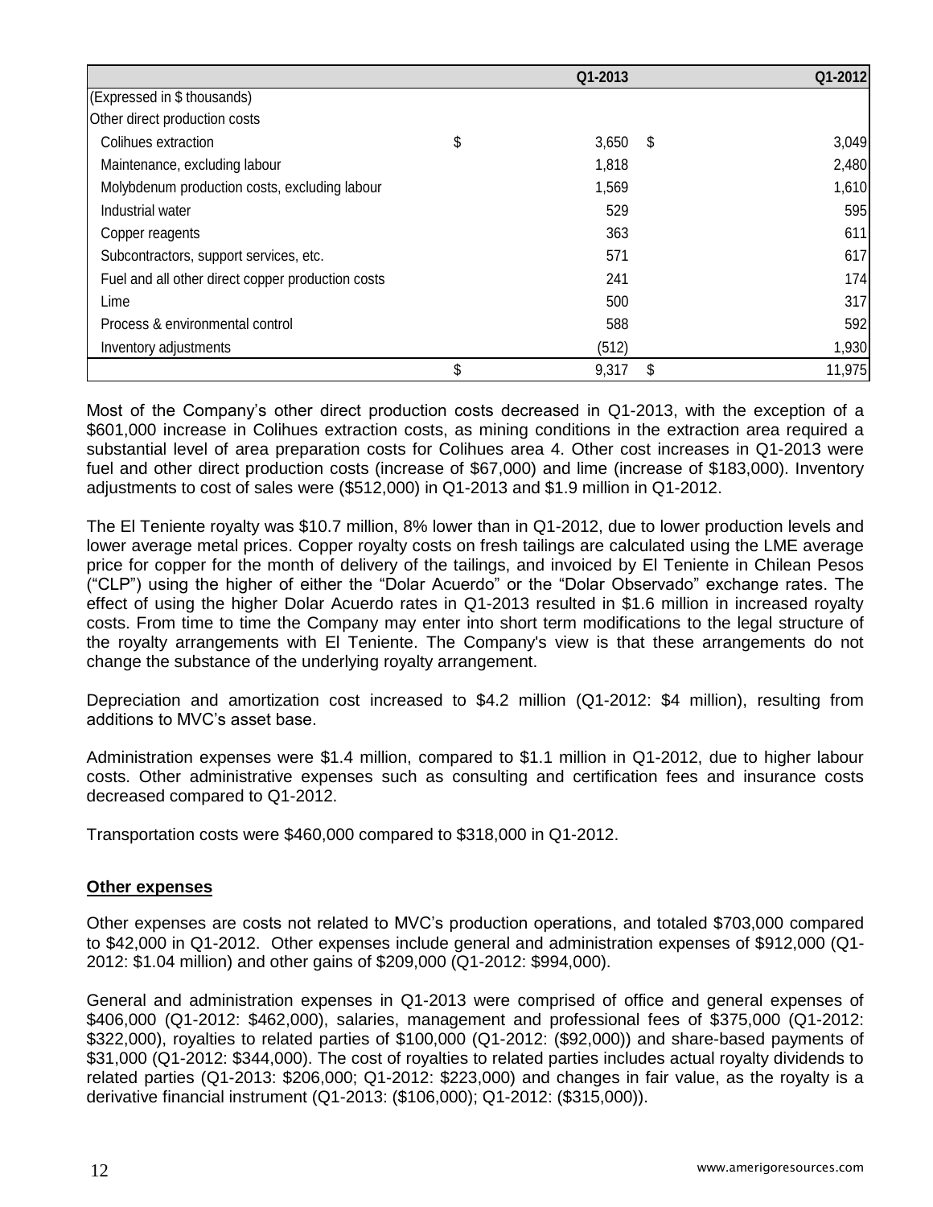| | Q1-2013 | Q1-2012 |
|---|---|---|
| (Expressed in $ thousands) | | |
| Other direct production costs | | |
| Colihues extraction | $ 3,650 | $ 3,049 |
| Maintenance, excluding labour | 1,818 | 2,480 |
| Molybdenum production costs, excluding labour | 1,569 | 1,610 |
| Industrial water | 529 | 595 |
| Copper reagents | 363 | 611 |
| Subcontractors, support services, etc. | 571 | 617 |
| Fuel and all other direct copper production costs | 241 | 174 |
| Lime | 500 | 317 |
| Process & environmental control | 588 | 592 |
| Inventory adjustments | (512) | 1,930 |
| | $ 9,317 | $ 11,975 |

Most of the Company's other direct production costs decreased in Q1-2013, with the exception of a $601,000 increase in Colihues extraction costs, as mining conditions in the extraction area required a substantial level of area preparation costs for Colihues area 4. Other cost increases in Q1-2013 were fuel and other direct production costs (increase of $67,000) and lime (increase of $183,000). Inventory adjustments to cost of sales were ($512,000) in Q1-2013 and $1.9 million in Q1-2012.

The El Teniente royalty was $10.7 million, 8% lower than in Q1-2012, due to lower production levels and lower average metal prices. Copper royalty costs on fresh tailings are calculated using the LME average price for copper for the month of delivery of the tailings, and invoiced by El Teniente in Chilean Pesos ("CLP") using the higher of either the "Dolar Acuerdo" or the "Dolar Observado" exchange rates. The effect of using the higher Dolar Acuerdo rates in Q1-2013 resulted in $1.6 million in increased royalty costs. From time to time the Company may enter into short term modifications to the legal structure of the royalty arrangements with El Teniente. The Company's view is that these arrangements do not change the substance of the underlying royalty arrangement.

Depreciation and amortization cost increased to $4.2 million (Q1-2012: $4 million), resulting from additions to MVC's asset base.

Administration expenses were $1.4 million, compared to $1.1 million in Q1-2012, due to higher labour costs. Other administrative expenses such as consulting and certification fees and insurance costs decreased compared to Q1-2012.

Transportation costs were $460,000 compared to $318,000 in Q1-2012.

**Other expenses**

Other expenses are costs not related to MVC's production operations, and totaled $703,000 compared to $42,000 in Q1-2012. Other expenses include general and administration expenses of $912,000 (Q1-2012: $1.04 million) and other gains of $209,000 (Q1-2012: $994,000).

General and administration expenses in Q1-2013 were comprised of office and general expenses of $406,000 (Q1-2012: $462,000), salaries, management and professional fees of $375,000 (Q1-2012: $322,000), royalties to related parties of $100,000 (Q1-2012: ($92,000)) and share-based payments of $31,000 (Q1-2012: $344,000). The cost of royalties to related parties includes actual royalty dividends to related parties (Q1-2013: $206,000; Q1-2012: $223,000) and changes in fair value, as the royalty is a derivative financial instrument (Q1-2013: ($106,000); Q1-2012: ($315,000)).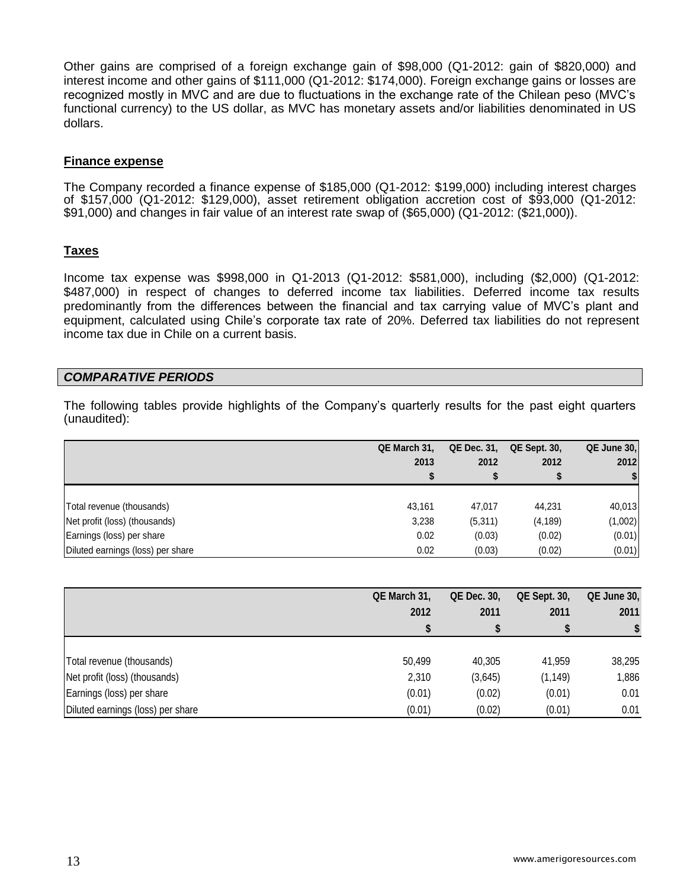Other gains are comprised of a foreign exchange gain of $98,000 (Q1-2012: gain of $820,000) and interest income and other gains of $111,000 (Q1-2012: $174,000). Foreign exchange gains or losses are recognized mostly in MVC and are due to fluctuations in the exchange rate of the Chilean peso (MVC's functional currency) to the US dollar, as MVC has monetary assets and/or liabilities denominated in US dollars.

**Finance expense**

The Company recorded a finance expense of $185,000 (Q1-2012: $199,000) including interest charges of $157,000 (Q1-2012: $129,000), asset retirement obligation accretion cost of $93,000 (Q1-2012: $91,000) and changes in fair value of an interest rate swap of ($65,000) (Q1-2012: ($21,000)).

**Taxes**

Income tax expense was $998,000 in Q1-2013 (Q1-2012: $581,000), including ($2,000) (Q1-2012: $487,000) in respect of changes to deferred income tax liabilities. Deferred income tax results predominantly from the differences between the financial and tax carrying value of MVC's plant and equipment, calculated using Chile's corporate tax rate of 20%. Deferred tax liabilities do not represent income tax due in Chile on a current basis.

## *COMPARATIVE PERIODS*

The following tables provide highlights of the Company's quarterly results for the past eight quarters (unaudited):

| | QE March 31, 2013 $ | QE Dec. 31, 2012 $ | QE Sept. 30, 2012 $ | QE June 30, 2012 $ |
|---|---|---|---|---|
| Total revenue (thousands) | 43,161 | 47,017 | 44,231 | 40,013 |
| Net profit (loss) (thousands) | 3,238 | (5,311) | (4,189) | (1,002) |
| Earnings (loss) per share | 0.02 | (0.03) | (0.02) | (0.01) |
| Diluted earnings (loss) per share | 0.02 | (0.03) | (0.02) | (0.01) |

| | QE March 31, 2012 $ | QE Dec. 30, 2011 $ | QE Sept. 30, 2011 $ | QE June 30, 2011 $ |
|---|---|---|---|---|
| Total revenue (thousands) | 50,499 | 40,305 | 41,959 | 38,295 |
| Net profit (loss) (thousands) | 2,310 | (3,645) | (1,149) | 1,886 |
| Earnings (loss) per share | (0.01) | (0.02) | (0.01) | 0.01 |
| Diluted earnings (loss) per share | (0.01) | (0.02) | (0.01) | 0.01 |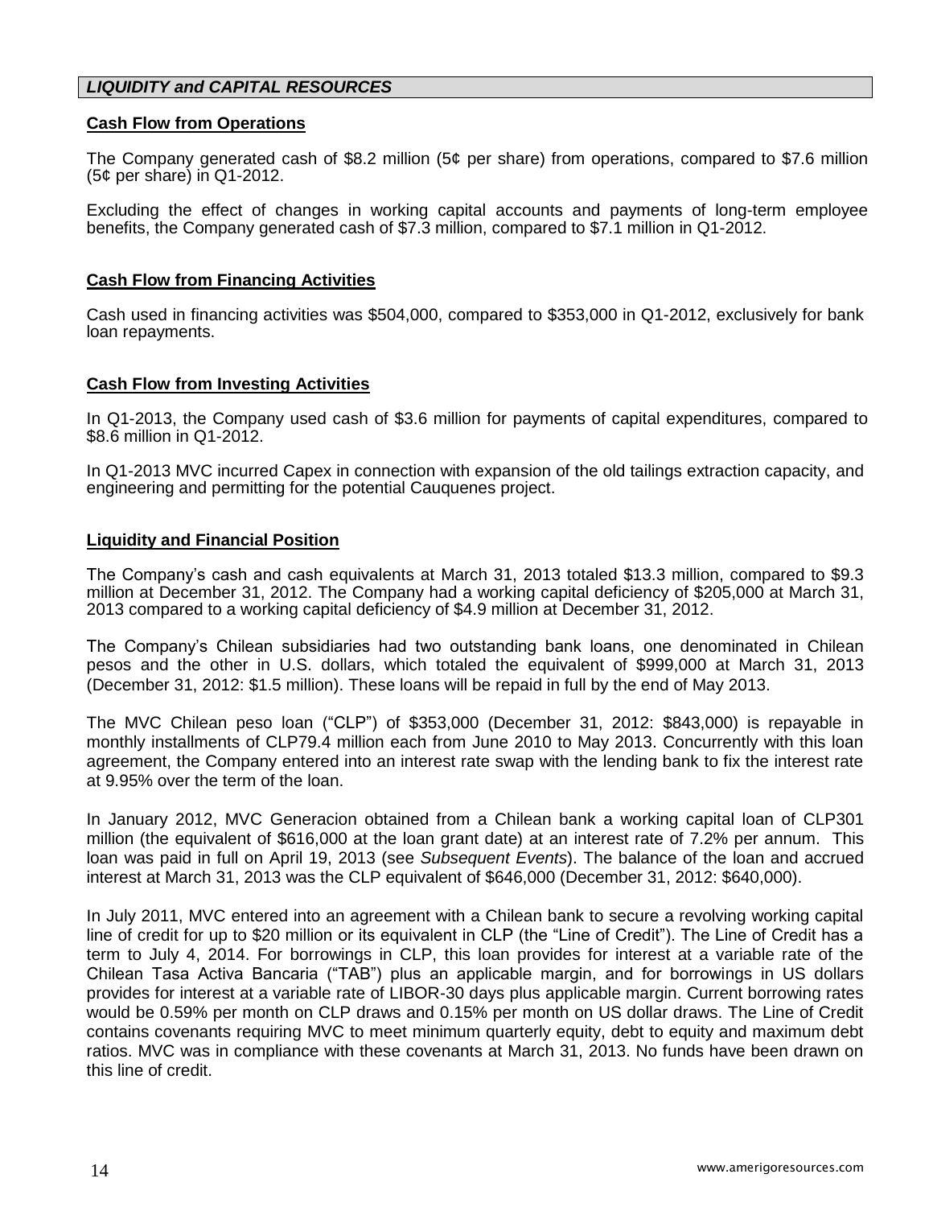## *LIQUIDITY and CAPITAL RESOURCES*

### Cash Flow from Operations

The Company generated cash of $8.2 million (5¢ per share) from operations, compared to $7.6 million (5¢ per share) in Q1-2012.

Excluding the effect of changes in working capital accounts and payments of long-term employee benefits, the Company generated cash of $7.3 million, compared to $7.1 million in Q1-2012.

### Cash Flow from Financing Activities

Cash used in financing activities was $504,000, compared to $353,000 in Q1-2012, exclusively for bank loan repayments.

### Cash Flow from Investing Activities

In Q1-2013, the Company used cash of $3.6 million for payments of capital expenditures, compared to $8.6 million in Q1-2012.

In Q1-2013 MVC incurred Capex in connection with expansion of the old tailings extraction capacity, and engineering and permitting for the potential Cauquenes project.

### Liquidity and Financial Position

The Company's cash and cash equivalents at March 31, 2013 totaled $13.3 million, compared to $9.3 million at December 31, 2012. The Company had a working capital deficiency of $205,000 at March 31, 2013 compared to a working capital deficiency of $4.9 million at December 31, 2012.

The Company's Chilean subsidiaries had two outstanding bank loans, one denominated in Chilean pesos and the other in U.S. dollars, which totaled the equivalent of $999,000 at March 31, 2013 (December 31, 2012: $1.5 million). These loans will be repaid in full by the end of May 2013.

The MVC Chilean peso loan ("CLP") of $353,000 (December 31, 2012: $843,000) is repayable in monthly installments of CLP79.4 million each from June 2010 to May 2013. Concurrently with this loan agreement, the Company entered into an interest rate swap with the lending bank to fix the interest rate at 9.95% over the term of the loan.

In January 2012, MVC Generacion obtained from a Chilean bank a working capital loan of CLP301 million (the equivalent of $616,000 at the loan grant date) at an interest rate of 7.2% per annum. This loan was paid in full on April 19, 2013 (see *Subsequent Events*). The balance of the loan and accrued interest at March 31, 2013 was the CLP equivalent of $646,000 (December 31, 2012: $640,000).

In July 2011, MVC entered into an agreement with a Chilean bank to secure a revolving working capital line of credit for up to $20 million or its equivalent in CLP (the "Line of Credit"). The Line of Credit has a term to July 4, 2014. For borrowings in CLP, this loan provides for interest at a variable rate of the Chilean Tasa Activa Bancaria ("TAB") plus an applicable margin, and for borrowings in US dollars provides for interest at a variable rate of LIBOR-30 days plus applicable margin. Current borrowing rates would be 0.59% per month on CLP draws and 0.15% per month on US dollar draws. The Line of Credit contains covenants requiring MVC to meet minimum quarterly equity, debt to equity and maximum debt ratios. MVC was in compliance with these covenants at March 31, 2013. No funds have been drawn on this line of credit.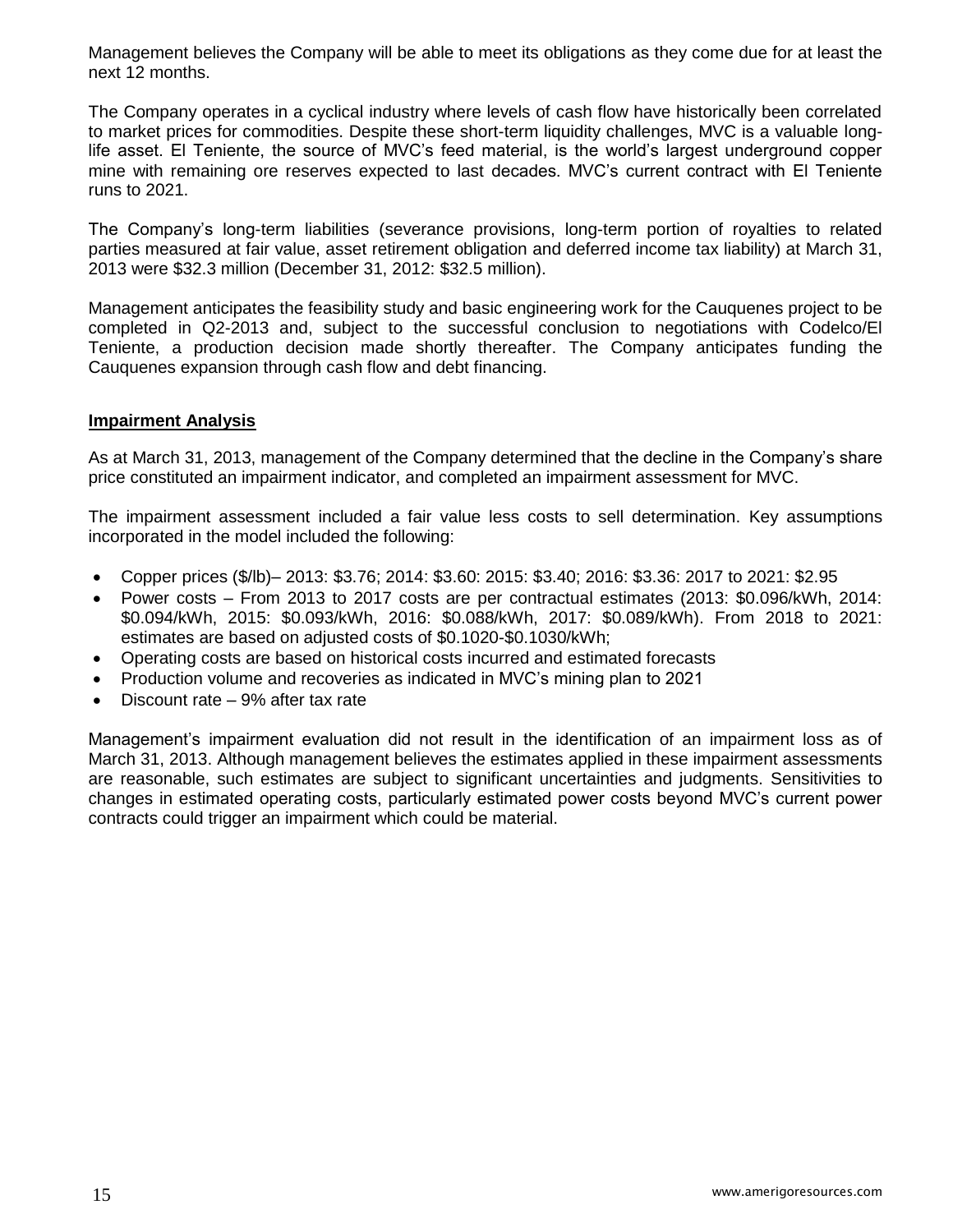Management believes the Company will be able to meet its obligations as they come due for at least the next 12 months.

The Company operates in a cyclical industry where levels of cash flow have historically been correlated to market prices for commodities. Despite these short-term liquidity challenges, MVC is a valuable long-life asset. El Teniente, the source of MVC's feed material, is the world's largest underground copper mine with remaining ore reserves expected to last decades. MVC's current contract with El Teniente runs to 2021.

The Company's long-term liabilities (severance provisions, long-term portion of royalties to related parties measured at fair value, asset retirement obligation and deferred income tax liability) at March 31, 2013 were $32.3 million (December 31, 2012: $32.5 million).

Management anticipates the feasibility study and basic engineering work for the Cauquenes project to be completed in Q2-2013 and, subject to the successful conclusion to negotiations with Codelco/El Teniente, a production decision made shortly thereafter. The Company anticipates funding the Cauquenes expansion through cash flow and debt financing.

## Impairment Analysis

As at March 31, 2013, management of the Company determined that the decline in the Company's share price constituted an impairment indicator, and completed an impairment assessment for MVC.

The impairment assessment included a fair value less costs to sell determination. Key assumptions incorporated in the model included the following:

- Copper prices ($/lb)– 2013: $3.76; 2014: $3.60: 2015: $3.40; 2016: $3.36: 2017 to 2021: $2.95
- Power costs – From 2013 to 2017 costs are per contractual estimates (2013: $0.096/kWh, 2014: $0.094/kWh, 2015: $0.093/kWh, 2016: $0.088/kWh, 2017: $0.089/kWh). From 2018 to 2021: estimates are based on adjusted costs of $0.1020-$0.1030/kWh;
- Operating costs are based on historical costs incurred and estimated forecasts
- Production volume and recoveries as indicated in MVC's mining plan to 2021
- Discount rate – 9% after tax rate

Management's impairment evaluation did not result in the identification of an impairment loss as of March 31, 2013. Although management believes the estimates applied in these impairment assessments are reasonable, such estimates are subject to significant uncertainties and judgments. Sensitivities to changes in estimated operating costs, particularly estimated power costs beyond MVC's current power contracts could trigger an impairment which could be material.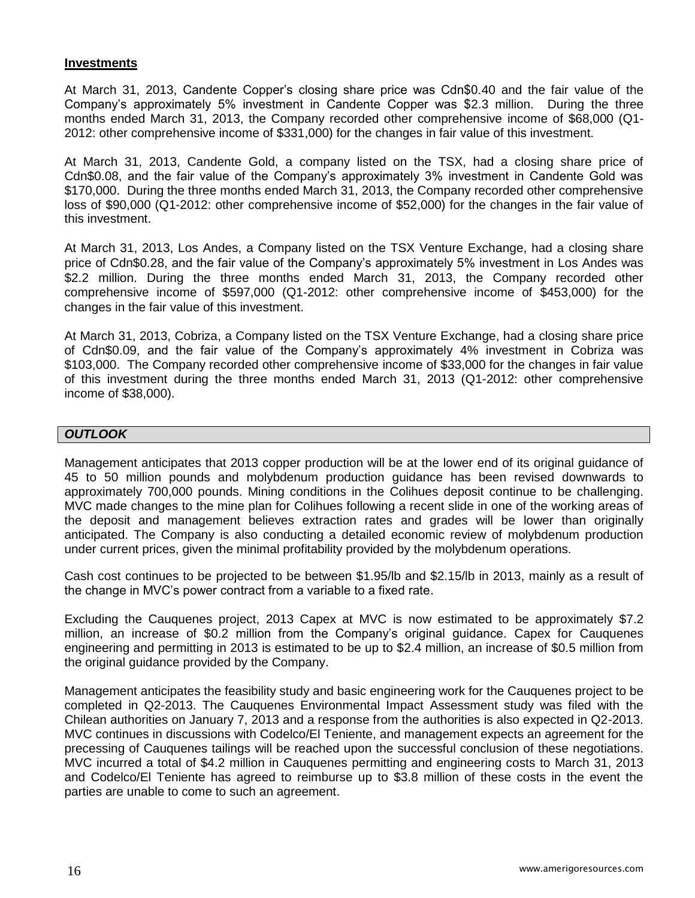## Investments

At March 31, 2013, Candente Copper's closing share price was Cdn$0.40 and the fair value of the Company's approximately 5% investment in Candente Copper was $2.3 million. During the three months ended March 31, 2013, the Company recorded other comprehensive income of $68,000 (Q1-2012: other comprehensive income of $331,000) for the changes in fair value of this investment.

At March 31, 2013, Candente Gold, a company listed on the TSX, had a closing share price of Cdn$0.08, and the fair value of the Company's approximately 3% investment in Candente Gold was $170,000. During the three months ended March 31, 2013, the Company recorded other comprehensive loss of $90,000 (Q1-2012: other comprehensive income of $52,000) for the changes in the fair value of this investment.

At March 31, 2013, Los Andes, a Company listed on the TSX Venture Exchange, had a closing share price of Cdn$0.28, and the fair value of the Company's approximately 5% investment in Los Andes was $2.2 million. During the three months ended March 31, 2013, the Company recorded other comprehensive income of $597,000 (Q1-2012: other comprehensive income of $453,000) for the changes in the fair value of this investment.

At March 31, 2013, Cobriza, a Company listed on the TSX Venture Exchange, had a closing share price of Cdn$0.09, and the fair value of the Company's approximately 4% investment in Cobriza was $103,000. The Company recorded other comprehensive income of $33,000 for the changes in fair value of this investment during the three months ended March 31, 2013 (Q1-2012: other comprehensive income of $38,000).

## *OUTLOOK*

Management anticipates that 2013 copper production will be at the lower end of its original guidance of 45 to 50 million pounds and molybdenum production guidance has been revised downwards to approximately 700,000 pounds. Mining conditions in the Colihues deposit continue to be challenging. MVC made changes to the mine plan for Colihues following a recent slide in one of the working areas of the deposit and management believes extraction rates and grades will be lower than originally anticipated. The Company is also conducting a detailed economic review of molybdenum production under current prices, given the minimal profitability provided by the molybdenum operations.

Cash cost continues to be projected to be between $1.95/lb and $2.15/lb in 2013, mainly as a result of the change in MVC's power contract from a variable to a fixed rate.

Excluding the Cauquenes project, 2013 Capex at MVC is now estimated to be approximately $7.2 million, an increase of $0.2 million from the Company's original guidance. Capex for Cauquenes engineering and permitting in 2013 is estimated to be up to $2.4 million, an increase of $0.5 million from the original guidance provided by the Company.

Management anticipates the feasibility study and basic engineering work for the Cauquenes project to be completed in Q2-2013. The Cauquenes Environmental Impact Assessment study was filed with the Chilean authorities on January 7, 2013 and a response from the authorities is also expected in Q2-2013. MVC continues in discussions with Codelco/El Teniente, and management expects an agreement for the precessing of Cauquenes tailings will be reached upon the successful conclusion of these negotiations. MVC incurred a total of $4.2 million in Cauquenes permitting and engineering costs to March 31, 2013 and Codelco/El Teniente has agreed to reimburse up to $3.8 million of these costs in the event the parties are unable to come to such an agreement.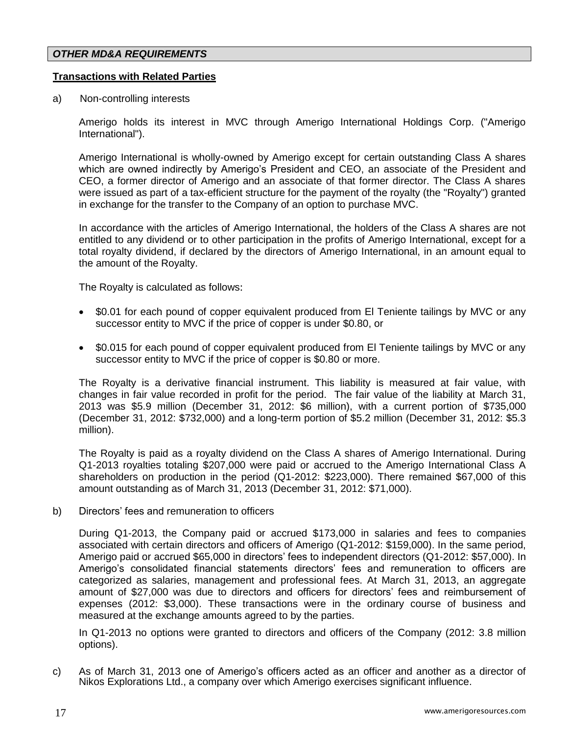## *OTHER MD&A REQUIREMENTS*

**Transactions with Related Parties**

a) Non-controlling interests

Amerigo holds its interest in MVC through Amerigo International Holdings Corp. ("Amerigo International").

Amerigo International is wholly-owned by Amerigo except for certain outstanding Class A shares which are owned indirectly by Amerigo's President and CEO, an associate of the President and CEO, a former director of Amerigo and an associate of that former director. The Class A shares were issued as part of a tax-efficient structure for the payment of the royalty (the "Royalty") granted in exchange for the transfer to the Company of an option to purchase MVC.

In accordance with the articles of Amerigo International, the holders of the Class A shares are not entitled to any dividend or to other participation in the profits of Amerigo International, except for a total royalty dividend, if declared by the directors of Amerigo International, in an amount equal to the amount of the Royalty.

The Royalty is calculated as follows:

- $0.01 for each pound of copper equivalent produced from El Teniente tailings by MVC or any successor entity to MVC if the price of copper is under $0.80, or
- $0.015 for each pound of copper equivalent produced from El Teniente tailings by MVC or any successor entity to MVC if the price of copper is $0.80 or more.

The Royalty is a derivative financial instrument. This liability is measured at fair value, with changes in fair value recorded in profit for the period. The fair value of the liability at March 31, 2013 was $5.9 million (December 31, 2012: $6 million), with a current portion of $735,000 (December 31, 2012: $732,000) and a long-term portion of $5.2 million (December 31, 2012: $5.3 million).

The Royalty is paid as a royalty dividend on the Class A shares of Amerigo International. During Q1-2013 royalties totaling $207,000 were paid or accrued to the Amerigo International Class A shareholders on production in the period (Q1-2012: $223,000). There remained $67,000 of this amount outstanding as of March 31, 2013 (December 31, 2012: $71,000).

b) Directors' fees and remuneration to officers

During Q1-2013, the Company paid or accrued $173,000 in salaries and fees to companies associated with certain directors and officers of Amerigo (Q1-2012: $159,000). In the same period, Amerigo paid or accrued $65,000 in directors' fees to independent directors (Q1-2012: $57,000). In Amerigo's consolidated financial statements directors' fees and remuneration to officers are categorized as salaries, management and professional fees. At March 31, 2013, an aggregate amount of $27,000 was due to directors and officers for directors' fees and reimbursement of expenses (2012: $3,000). These transactions were in the ordinary course of business and measured at the exchange amounts agreed to by the parties.

In Q1-2013 no options were granted to directors and officers of the Company (2012: 3.8 million options).

c) As of March 31, 2013 one of Amerigo's officers acted as an officer and another as a director of Nikos Explorations Ltd., a company over which Amerigo exercises significant influence.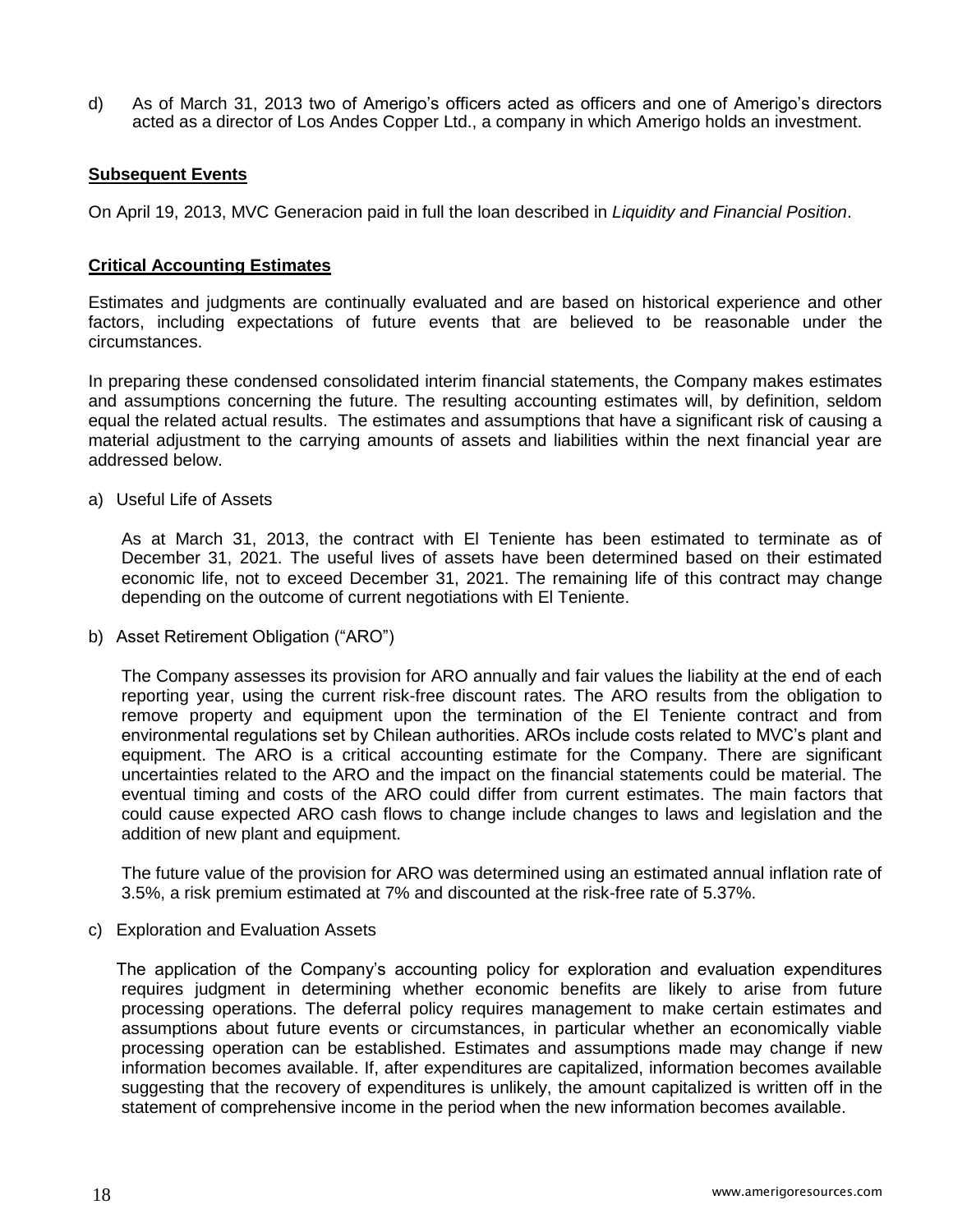d) As of March 31, 2013 two of Amerigo's officers acted as officers and one of Amerigo's directors acted as a director of Los Andes Copper Ltd., a company in which Amerigo holds an investment.

## Subsequent Events

On April 19, 2013, MVC Generacion paid in full the loan described in *Liquidity and Financial Position*.

## Critical Accounting Estimates

Estimates and judgments are continually evaluated and are based on historical experience and other factors, including expectations of future events that are believed to be reasonable under the circumstances.

In preparing these condensed consolidated interim financial statements, the Company makes estimates and assumptions concerning the future. The resulting accounting estimates will, by definition, seldom equal the related actual results. The estimates and assumptions that have a significant risk of causing a material adjustment to the carrying amounts of assets and liabilities within the next financial year are addressed below.

a) Useful Life of Assets

As at March 31, 2013, the contract with El Teniente has been estimated to terminate as of December 31, 2021. The useful lives of assets have been determined based on their estimated economic life, not to exceed December 31, 2021. The remaining life of this contract may change depending on the outcome of current negotiations with El Teniente.

b) Asset Retirement Obligation ("ARO")

The Company assesses its provision for ARO annually and fair values the liability at the end of each reporting year, using the current risk-free discount rates. The ARO results from the obligation to remove property and equipment upon the termination of the El Teniente contract and from environmental regulations set by Chilean authorities. AROs include costs related to MVC's plant and equipment. The ARO is a critical accounting estimate for the Company. There are significant uncertainties related to the ARO and the impact on the financial statements could be material. The eventual timing and costs of the ARO could differ from current estimates. The main factors that could cause expected ARO cash flows to change include changes to laws and legislation and the addition of new plant and equipment.

The future value of the provision for ARO was determined using an estimated annual inflation rate of 3.5%, a risk premium estimated at 7% and discounted at the risk-free rate of 5.37%.

c) Exploration and Evaluation Assets

The application of the Company's accounting policy for exploration and evaluation expenditures requires judgment in determining whether economic benefits are likely to arise from future processing operations. The deferral policy requires management to make certain estimates and assumptions about future events or circumstances, in particular whether an economically viable processing operation can be established. Estimates and assumptions made may change if new information becomes available. If, after expenditures are capitalized, information becomes available suggesting that the recovery of expenditures is unlikely, the amount capitalized is written off in the statement of comprehensive income in the period when the new information becomes available.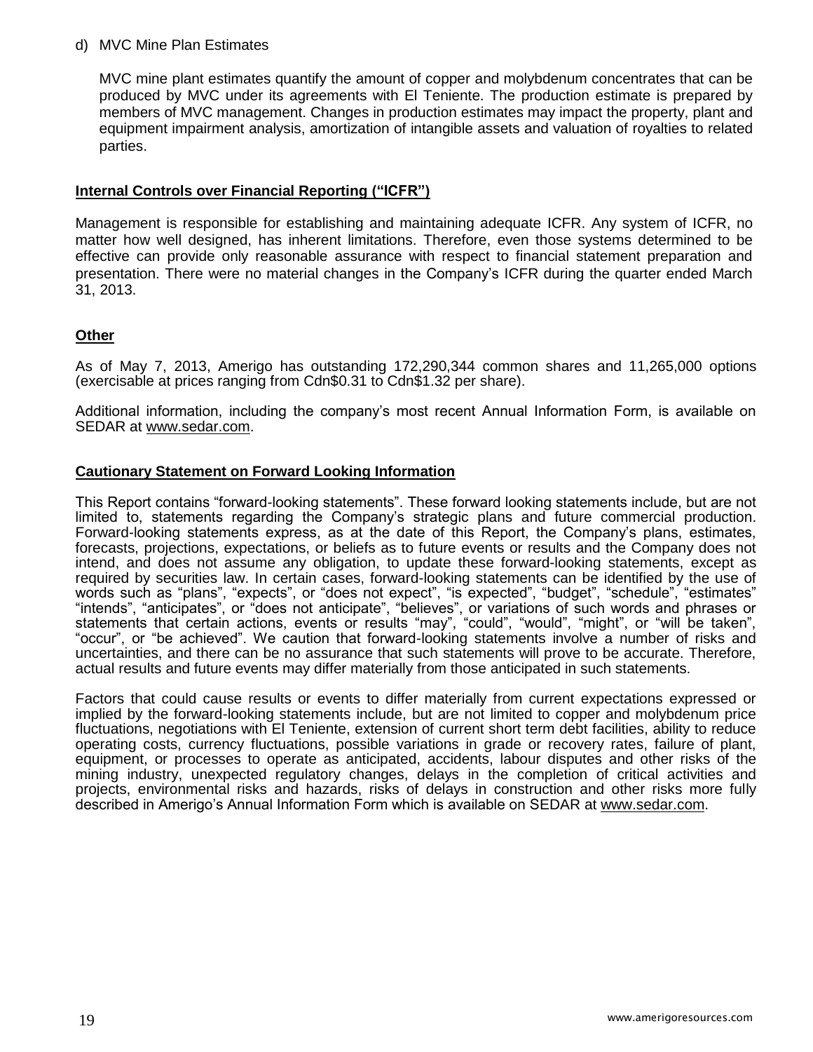d) MVC Mine Plan Estimates

MVC mine plant estimates quantify the amount of copper and molybdenum concentrates that can be produced by MVC under its agreements with El Teniente. The production estimate is prepared by members of MVC management. Changes in production estimates may impact the property, plant and equipment impairment analysis, amortization of intangible assets and valuation of royalties to related parties.

## Internal Controls over Financial Reporting ("ICFR")

Management is responsible for establishing and maintaining adequate ICFR. Any system of ICFR, no matter how well designed, has inherent limitations. Therefore, even those systems determined to be effective can provide only reasonable assurance with respect to financial statement preparation and presentation. There were no material changes in the Company's ICFR during the quarter ended March 31, 2013.

## Other

As of May 7, 2013, Amerigo has outstanding 172,290,344 common shares and 11,265,000 options (exercisable at prices ranging from Cdn$0.31 to Cdn$1.32 per share).

Additional information, including the company's most recent Annual Information Form, is available on SEDAR at www.sedar.com.

## Cautionary Statement on Forward Looking Information

This Report contains "forward-looking statements". These forward looking statements include, but are not limited to, statements regarding the Company's strategic plans and future commercial production. Forward-looking statements express, as at the date of this Report, the Company's plans, estimates, forecasts, projections, expectations, or beliefs as to future events or results and the Company does not intend, and does not assume any obligation, to update these forward-looking statements, except as required by securities law. In certain cases, forward-looking statements can be identified by the use of words such as "plans", "expects", or "does not expect", "is expected", "budget", "schedule", "estimates" "intends", "anticipates", or "does not anticipate", "believes", or variations of such words and phrases or statements that certain actions, events or results "may", "could", "would", "might", or "will be taken", "occur", or "be achieved". We caution that forward-looking statements involve a number of risks and uncertainties, and there can be no assurance that such statements will prove to be accurate. Therefore, actual results and future events may differ materially from those anticipated in such statements.

Factors that could cause results or events to differ materially from current expectations expressed or implied by the forward-looking statements include, but are not limited to copper and molybdenum price fluctuations, negotiations with El Teniente, extension of current short term debt facilities, ability to reduce operating costs, currency fluctuations, possible variations in grade or recovery rates, failure of plant, equipment, or processes to operate as anticipated, accidents, labour disputes and other risks of the mining industry, unexpected regulatory changes, delays in the completion of critical activities and projects, environmental risks and hazards, risks of delays in construction and other risks more fully described in Amerigo's Annual Information Form which is available on SEDAR at www.sedar.com.